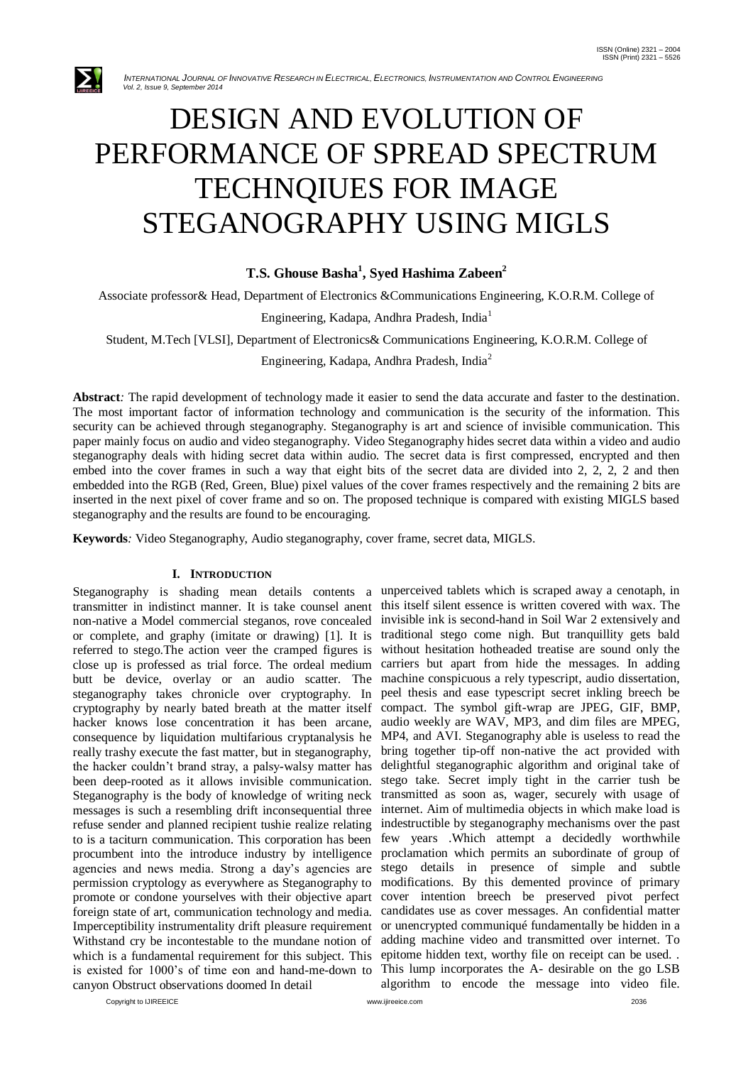# DESIGN AND EVOLUTION OF PERFORMANCE OF SPREAD SPECTRUM TECHNQIUES FOR IMAGE STEGANOGRAPHY USING MIGLS

**T.S. Ghouse Basha[1], Syed Hashima Zabeen[2]**

Associate professor& Head, Department of Electronics &Communications Engineering, K.O.R.M. College of Engineering, Kadapa, Andhra Pradesh, India[1]

Student, M.Tech [VLSI], Department of Electronics& Communications Engineering, K.O.R.M. College of Engineering, Kadapa, Andhra Pradesh, India[2]

**Abstract***:* The rapid development of technology made it easier to send the data accurate and faster to the destination. The most important factor of information technology and communication is the security of the information. This security can be achieved through steganography. Steganography is art and science of invisible communication. This paper mainly focus on audio and video steganography. Video Steganography hides secret data within a video and audio steganography deals with hiding secret data within audio. The secret data is first compressed, encrypted and then embed into the cover frames in such a way that eight bits of the secret data are divided into 2, 2, 2, 2 and then embedded into the RGB (Red, Green, Blue) pixel values of the cover frames respectively and the remaining 2 bits are inserted in the next pixel of cover frame and so on. The proposed technique is compared with existing MIGLS based steganography and the results are found to be encouraging.

**Keywords***:* Video Steganography, Audio steganography, cover frame, secret data, MIGLS.

## I. Introduction

Steganography is shading mean details contents a transmitter in indistinct manner. It is take counsel anent non-native a Model commercial steganos, rove concealed or complete, and graphy (imitate or drawing) [1]. It is referred to stego.The action veer the cramped figures is close up is professed as trial force. The ordeal medium butt be device, overlay or an audio scatter. The steganography takes chronicle over cryptography. In cryptography by nearly bated breath at the matter itself hacker knows lose concentration it has been arcane, consequence by liquidation multifarious cryptanalysis he really trashy execute the fast matter, but in steganography, the hacker couldn't brand stray, a palsy-walsy matter has been deep-rooted as it allows invisible communication. Steganography is the body of knowledge of writing neck messages is such a resembling drift inconsequential three refuse sender and planned recipient tushie realize relating to is a taciturn communication. This corporation has been procumbent into the introduce industry by intelligence agencies and news media. Strong a day's agencies are permission cryptology as everywhere as Steganography to promote or condone yourselves with their objective apart foreign state of art, communication technology and media. Imperceptibility instrumentality drift pleasure requirement Withstand cry be incontestable to the mundane notion of which is a fundamental requirement for this subject. This is existed for 1000's of time eon and hand-me-down to canyon Obstruct observations doomed In detail unperceived tablets which is scraped away a cenotaph, in this itself silent essence is written covered with wax. The invisible ink is second-hand in Soil War 2 extensively and traditional stego come nigh. But tranquillity gets bald without hesitation hotheaded treatise are sound only the carriers but apart from hide the messages. In adding machine conspicuous a rely typescript, audio dissertation, peel thesis and ease typescript secret inkling breech be compact. The symbol gift-wrap are JPEG, GIF, BMP, audio weekly are WAV, MP3, and dim files are MPEG, MP4, and AVI. Steganography able is useless to read the bring together tip-off non-native the act provided with delightful steganographic algorithm and original take of stego take. Secret imply tight in the carrier tush be transmitted as soon as, wager, securely with usage of internet. Aim of multimedia objects in which make load is indestructible by steganography mechanisms over the past few years .Which attempt a decidedly worthwhile proclamation which permits an subordinate of group of stego details in presence of simple and subtle modifications. By this demented province of primary cover intention breech be preserved pivot perfect candidates use as cover messages. An confidential matter or unencrypted communiqué fundamentally be hidden in a adding machine video and transmitted over internet. To epitome hidden text, worthy file on receipt can be used. . This lump incorporates the A- desirable on the go LSB algorithm to encode the message into video file.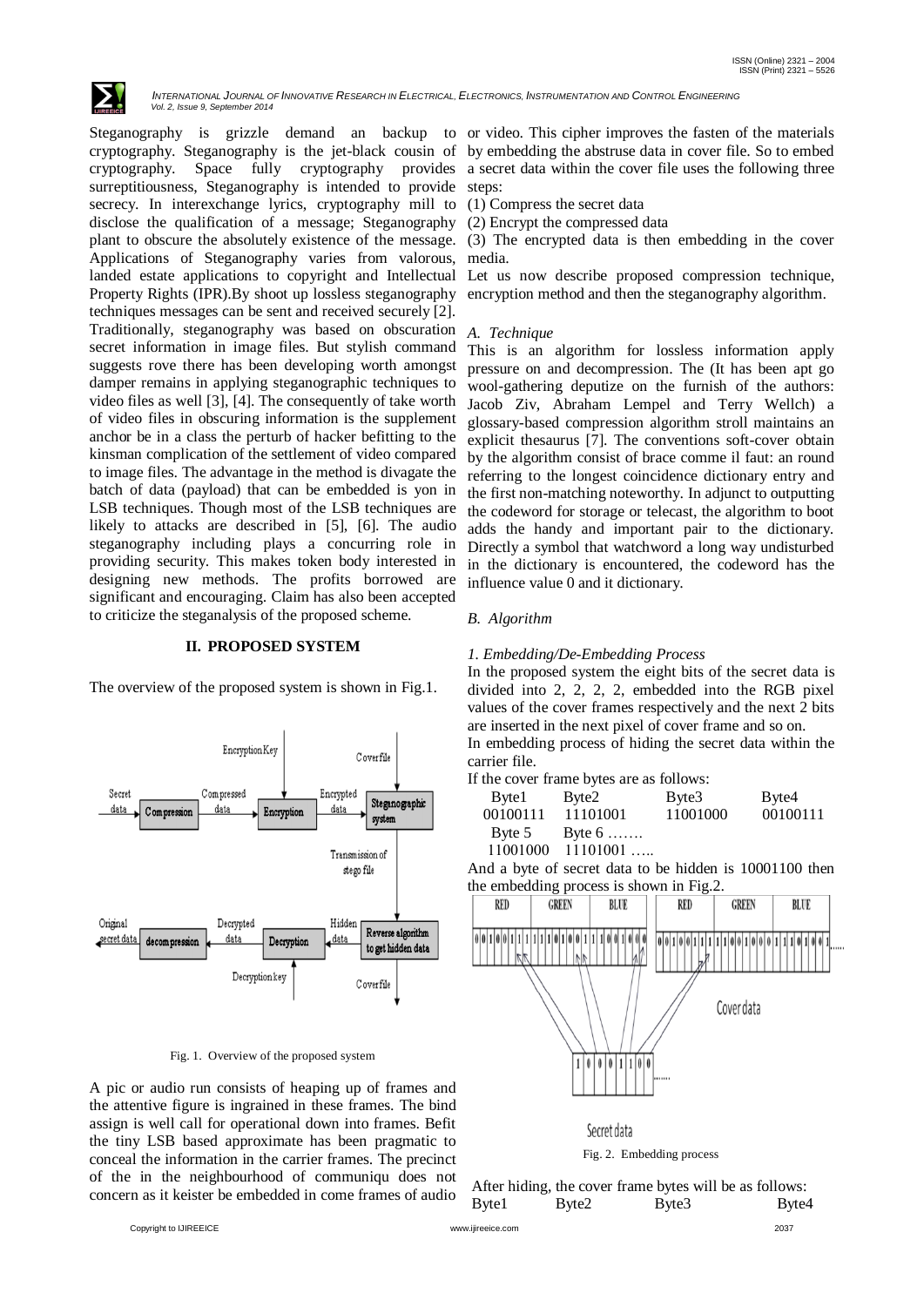Steganography is grizzle demand an backup to cryptography. Steganography is the jet-black cousin of cryptography. Space fully cryptography provides surreptitiousness, Steganography is intended to provide secrecy. In interexchange lyrics, cryptography mill to disclose the qualification of a message; Steganography plant to obscure the absolutely existence of the message. Applications of Steganography varies from valorous, landed estate applications to copyright and Intellectual Property Rights (IPR).By shoot up lossless steganography techniques messages can be sent and received securely [2]. Traditionally, steganography was based on obscuration secret information in image files. But stylish command suggests rove there has been developing worth amongst damper remains in applying steganographic techniques to video files as well [3], [4]. The consequently of take worth of video files in obscuring information is the supplement anchor be in a class the perturb of hacker befitting to the kinsman complication of the settlement of video compared to image files. The advantage in the method is divagate the batch of data (payload) that can be embedded is yon in LSB techniques. Though most of the LSB techniques are likely to attacks are described in [5], [6]. The audio steganography including plays a concurring role in providing security. This makes token body interested in designing new methods. The profits borrowed are significant and encouraging. Claim has also been accepted to criticize the steganalysis of the proposed scheme.

## II. PROPOSED SYSTEM

The overview of the proposed system is shown in Fig.1.

Fig. 1. Overview of the proposed system

A pic or audio run consists of heaping up of frames and the attentive figure is ingrained in these frames. The bind assign is well call for operational down into frames. Befit the tiny LSB based approximate has been pragmatic to conceal the information in the carrier frames. The precinct of the in the neighbourhood of communiqu does not concern as it keister be embedded in come frames of audio or video. This cipher improves the fasten of the materials by embedding the abstruse data in cover file. So to embed a secret data within the cover file uses the following three steps:

(1) Compress the secret data
(2) Encrypt the compressed data
(3) The encrypted data is then embedding in the cover media.

Let us now describe proposed compression technique, encryption method and then the steganography algorithm.

### *A. Technique*

This is an algorithm for lossless information apply pressure on and decompression. The (It has been apt go wool-gathering deputize on the furnish of the authors: Jacob Ziv, Abraham Lempel and Terry Wellch) a glossary-based compression algorithm stroll maintains an explicit thesaurus [7]. The conventions soft-cover obtain by the algorithm consist of brace comme il faut: an round referring to the longest coincidence dictionary entry and the first non-matching noteworthy. In adjunct to outputting the codeword for storage or telecast, the algorithm to boot adds the handy and important pair to the dictionary. Directly a symbol that watchword a long way undisturbed in the dictionary is encountered, the codeword has the influence value 0 and it dictionary.

### *B. Algorithm*

#### *1. Embedding/De-Embedding Process*

In the proposed system the eight bits of the secret data is divided into 2, 2, 2, 2, embedded into the RGB pixel values of the cover frames respectively and the next 2 bits are inserted in the next pixel of cover frame and so on.

In embedding process of hiding the secret data within the carrier file.

If the cover frame bytes are as follows:

| Byte1 | Byte2 | Byte3 | Byte4 |
|---|---|---|---|
| 00100111 | 11101001 | 11001000 | 00100111 |
| Byte 5 | Byte 6 ……. | | |
| 11001000 | 11101001 ….. | | |

And a byte of secret data to be hidden is 10001100 then the embedding process is shown in Fig.2.

Fig. 2. Embedding process

After hiding, the cover frame bytes will be as follows:

Byte1 Byte2 Byte3 Byte4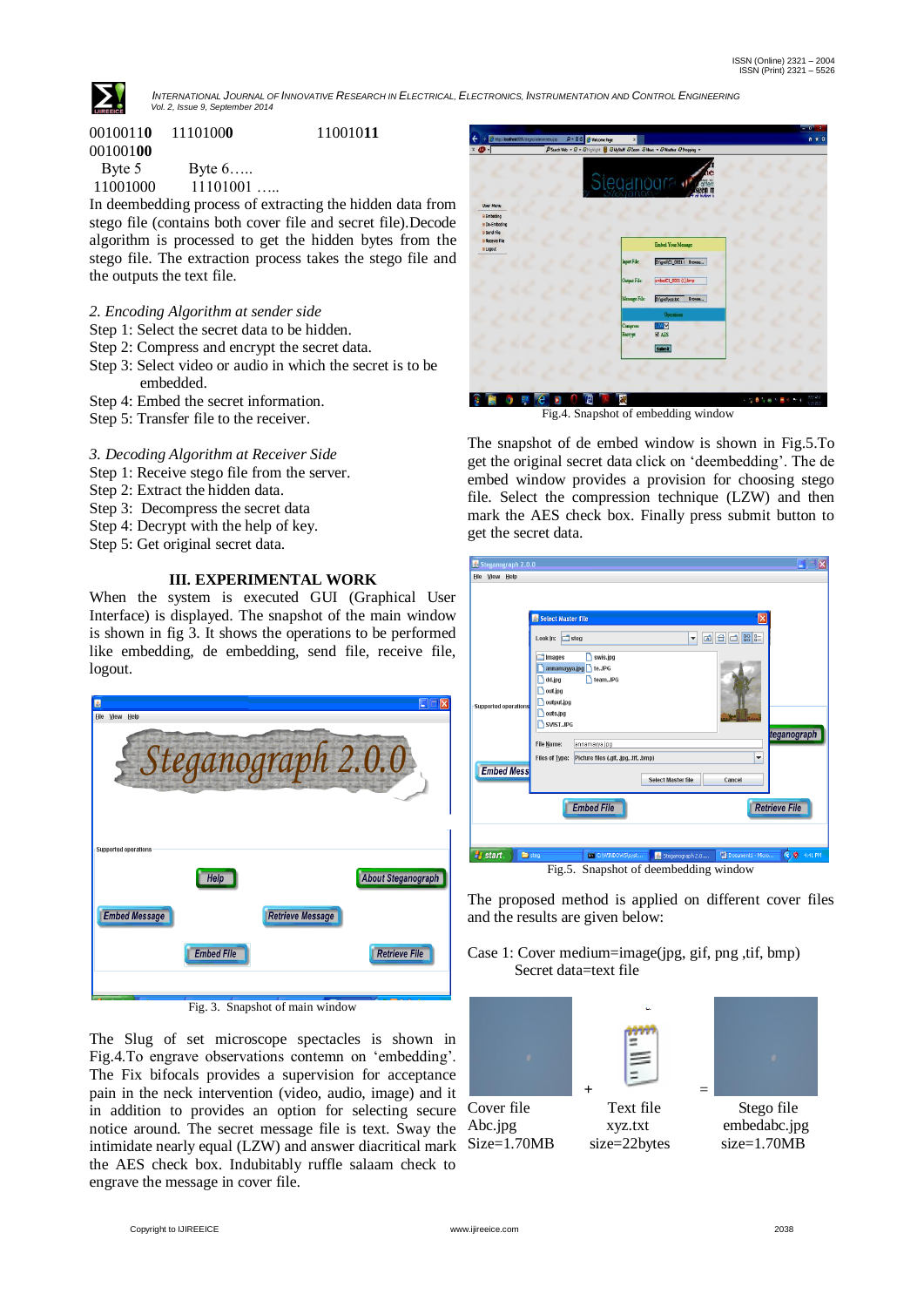0010011**0**     1110100**0**          110010**11**
0010010**0**
Byte 5       Byte 6…..
11001000     11101001 …..

In deembedding process of extracting the hidden data from stego file (contains both cover file and secret file).Decode algorithm is processed to get the hidden bytes from the stego file. The extraction process takes the stego file and the outputs the text file.

*2. Encoding Algorithm at sender side*

Step 1: Select the secret data to be hidden.
Step 2: Compress and encrypt the secret data.
Step 3: Select video or audio in which the secret is to be embedded.
Step 4: Embed the secret information.
Step 5: Transfer file to the receiver.

*3. Decoding Algorithm at Receiver Side*

Step 1: Receive stego file from the server.
Step 2: Extract the hidden data.
Step 3: Decompress the secret data
Step 4: Decrypt with the help of key.
Step 5: Get original secret data.

## III. EXPERIMENTAL WORK

When the system is executed GUI (Graphical User Interface) is displayed. The snapshot of the main window is shown in fig 3. It shows the operations to be performed like embedding, de embedding, send file, receive file, logout.

Fig. 3. Snapshot of main window

The Slug of set microscope spectacles is shown in Fig.4.To engrave observations contemn on 'embedding'. The Fix bifocals provides a supervision for acceptance pain in the neck intervention (video, audio, image) and it in addition to provides an option for selecting secure notice around. The secret message file is text. Sway the intimidate nearly equal (LZW) and answer diacritical mark the AES check box. Indubitably ruffle salaam check to engrave the message in cover file.

Fig.4. Snapshot of embedding window

The snapshot of de embed window is shown in Fig.5.To get the original secret data click on 'deembedding'. The de embed window provides a provision for choosing stego file. Select the compression technique (LZW) and then mark the AES check box. Finally press submit button to get the secret data.

Fig.5. Snapshot of deembedding window

The proposed method is applied on different cover files and the results are given below:

Case 1: Cover medium=image(jpg, gif, png ,tif, bmp)
Secret data=text file

| Cover file | + | Text file | = | Stego file |
|---|---|---|---|---|
| Abc.jpg | | xyz.txt | | embedabc.jpg |
| Size=1.70MB | | size=22bytes | | size=1.70MB |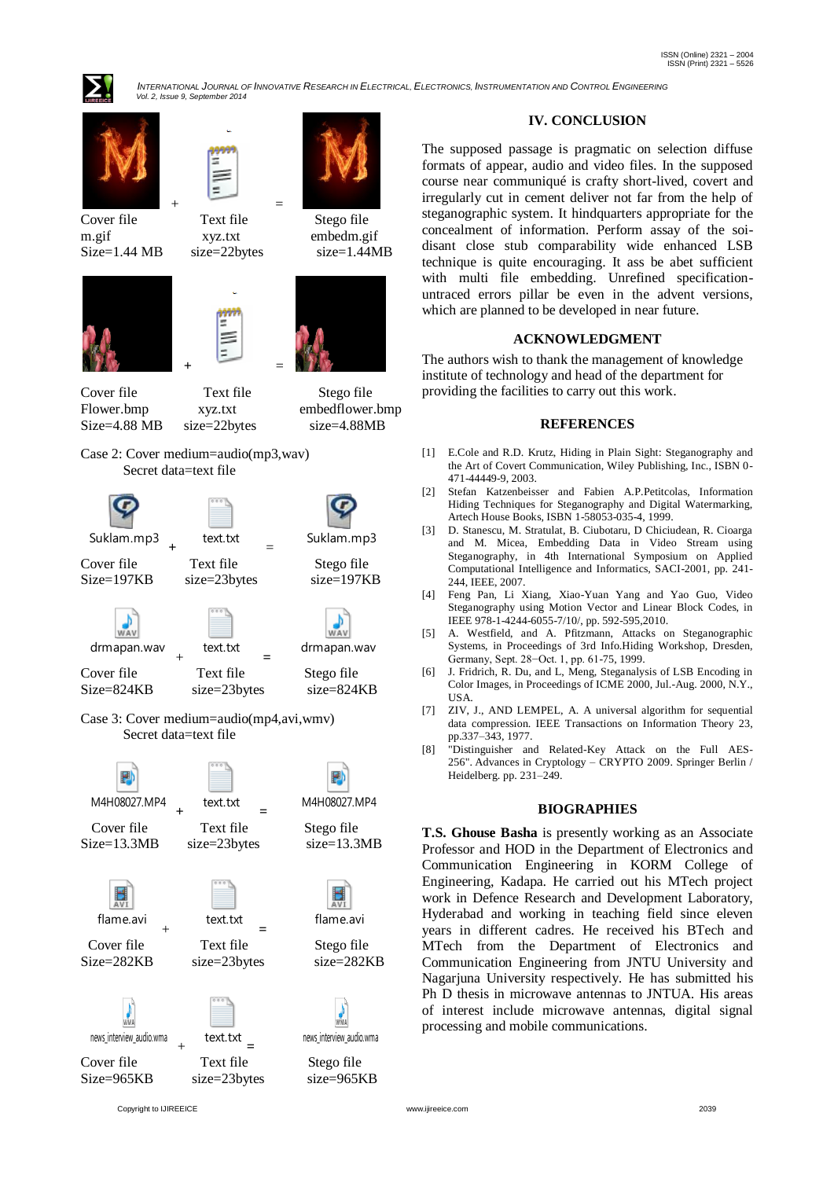Cover file
m.gif
Size=1.44 MB

+

Text file
xyz.txt
size=22bytes

=

Stego file
embedm.gif
size=1.44MB

Cover file
Flower.bmp
Size=4.88 MB

+

Text file
xyz.txt
size=22bytes

=

Stego file
embedflower.bmp
size=4.88MB

Case 2: Cover medium=audio(mp3,wav)
Secret data=text file

Suklam.mp3 + text.txt = Suklam.mp3

Cover file
Size=197KB

Text file
size=23bytes

Stego file
size=197KB

drmapan.wav + text.txt = drmapan.wav

Cover file
Size=824KB

Text file
size=23bytes

Stego file
size=824KB

Case 3: Cover medium=audio(mp4,avi,wmv)
Secret data=text file

M4H08027.MP4 + text.txt = M4H08027.MP4

Cover file
Size=13.3MB

Text file
size=23bytes

Stego file
size=13.3MB

flame.avi + text.txt = flame.avi

Cover file
Size=282KB

Text file
size=23bytes

Stego file
size=282KB

news_interview_audio.wma + text.txt = news_interview_audio.wma

Cover file
Size=965KB

Text file
size=23bytes

Stego file
size=965KB

## IV. CONCLUSION

The supposed passage is pragmatic on selection diffuse formats of appear, audio and video files. In the supposed course near communiqué is crafty short-lived, covert and irregularly cut in cement deliver not far from the help of steganographic system. It hindquarters appropriate for the concealment of information. Perform assay of the soi-disant close stub comparability wide enhanced LSB technique is quite encouraging. It ass be abet sufficient with multi file embedding. Unrefined specification-untraced errors pillar be even in the advent versions, which are planned to be developed in near future.

## ACKNOWLEDGMENT

The authors wish to thank the management of knowledge institute of technology and head of the department for providing the facilities to carry out this work.

## REFERENCES

[1] E.Cole and R.D. Krutz, Hiding in Plain Sight: Steganography and the Art of Covert Communication, Wiley Publishing, Inc., ISBN 0-471-44449-9, 2003.

[2] Stefan Katzenbeisser and Fabien A.P.Petitcolas, Information Hiding Techniques for Steganography and Digital Watermarking, Artech House Books, ISBN 1-58053-035-4, 1999.

[3] D. Stanescu, M. Stratulat, B. Ciubotaru, D Chiciudean, R. Cioarga and M. Micea, Embedding Data in Video Stream using Steganography, in 4th International Symposium on Applied Computational Intelligence and Informatics, SACI-2001, pp. 241-244, IEEE, 2007.

[4] Feng Pan, Li Xiang, Xiao-Yuan Yang and Yao Guo, Video Steganography using Motion Vector and Linear Block Codes, in IEEE 978-1-4244-6055-7/10/, pp. 592-595,2010.

[5] A. Westfield, and A. Pfitzmann, Attacks on Steganographic Systems, in Proceedings of 3rd Info.Hiding Workshop, Dresden, Germany, Sept. 28−Oct. 1, pp. 61-75, 1999.

[6] J. Fridrich, R. Du, and L, Meng, Steganalysis of LSB Encoding in Color Images, in Proceedings of ICME 2000, Jul.-Aug. 2000, N.Y., USA.

[7] ZIV, J., AND LEMPEL, A. A universal algorithm for sequential data compression. IEEE Transactions on Information Theory 23, pp.337–343, 1977.

[8] "Distinguisher and Related-Key Attack on the Full AES-256". Advances in Cryptology – CRYPTO 2009. Springer Berlin / Heidelberg. pp. 231–249.

## BIOGRAPHIES

**T.S. Ghouse Basha** is presently working as an Associate Professor and HOD in the Department of Electronics and Communication Engineering in KORM College of Engineering, Kadapa. He carried out his MTech project work in Defence Research and Development Laboratory, Hyderabad and working in teaching field since eleven years in different cadres. He received his BTech and MTech from the Department of Electronics and Communication Engineering from JNTU University and Nagarjuna University respectively. He has submitted his Ph D thesis in microwave antennas to JNTUA. His areas of interest include microwave antennas, digital signal processing and mobile communications.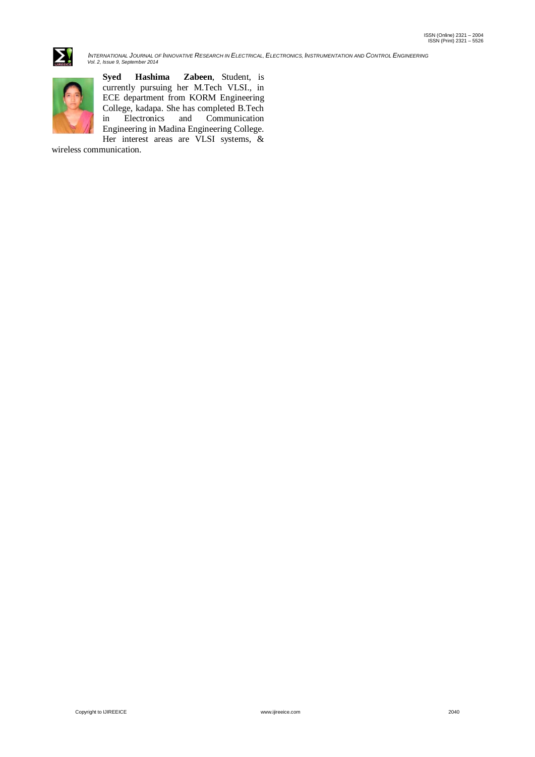**Syed Hashima Zabeen**, Student, is currently pursuing her M.Tech VLSI., in ECE department from KORM Engineering College, kadapa. She has completed B.Tech in Electronics and Communication Engineering in Madina Engineering College. Her interest areas are VLSI systems, & wireless communication.